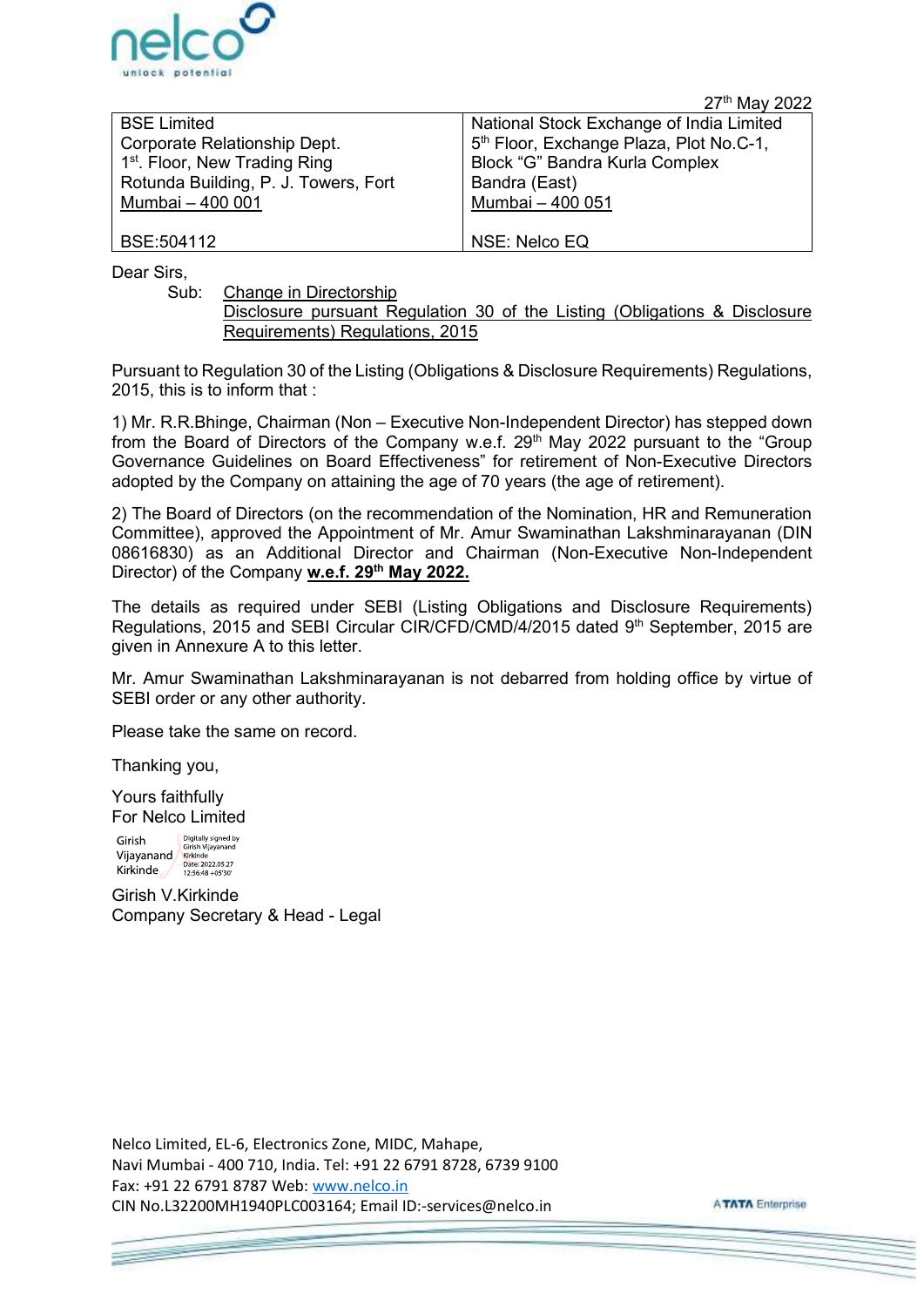27th May 2022

| BSE Limited<br>Corporate Relationship Dept.<br>1st. Floor, New Trading Ring<br>Rotunda Building, P. J. Towers, Fort<br>Mumbai – 400 001<br><br>BSE:504112 | National Stock Exchange of India Limited<br>5th Floor, Exchange Plaza, Plot No.C-1,<br>Block "G" Bandra Kurla Complex<br>Bandra (East)<br>Mumbai – 400 051<br><br>NSE: Nelco EQ |
|---|---|

Dear Sirs,

Sub: Change in Directorship
Disclosure pursuant Regulation 30 of the Listing (Obligations & Disclosure Requirements) Regulations, 2015

Pursuant to Regulation 30 of the Listing (Obligations & Disclosure Requirements) Regulations, 2015, this is to inform that :

1) Mr. R.R.Bhinge, Chairman (Non – Executive Non-Independent Director) has stepped down from the Board of Directors of the Company w.e.f. 29th May 2022 pursuant to the "Group Governance Guidelines on Board Effectiveness" for retirement of Non-Executive Directors adopted by the Company on attaining the age of 70 years (the age of retirement).

2) The Board of Directors (on the recommendation of the Nomination, HR and Remuneration Committee), approved the Appointment of Mr. Amur Swaminathan Lakshminarayanan (DIN 08616830) as an Additional Director and Chairman (Non-Executive Non-Independent Director) of the Company **w.e.f. 29th May 2022.**

The details as required under SEBI (Listing Obligations and Disclosure Requirements) Regulations, 2015 and SEBI Circular CIR/CFD/CMD/4/2015 dated 9th September, 2015 are given in Annexure A to this letter.

Mr. Amur Swaminathan Lakshminarayanan is not debarred from holding office by virtue of SEBI order or any other authority.

Please take the same on record.

Thanking you,

Yours faithfully
For Nelco Limited

Girish Vijayanand Kirkinde (Digitally signed by Girish Vijayanand Kirkinde Date: 2022.05.27 12:56:48 +05'30')

Girish V.Kirkinde
Company Secretary & Head - Legal

Nelco Limited, EL-6, Electronics Zone, MIDC, Mahape,
Navi Mumbai - 400 710, India. Tel: +91 22 6791 8728, 6739 9100
Fax: +91 22 6791 8787 Web: www.nelco.in
CIN No.L32200MH1940PLC003164; Email ID:-services@nelco.in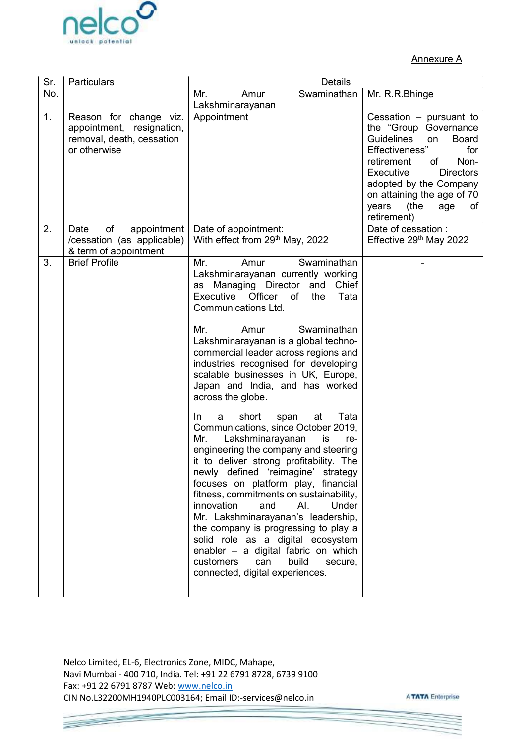Annexure A

| Sr. No. | Particulars | Details | |
|---|---|---|---|
| | | Mr. Amur Swaminathan Lakshminarayanan | Mr. R.R.Bhinge |
| 1. | Reason for change viz. appointment, resignation, removal, death, cessation or otherwise | Appointment | Cessation – pursuant to the "Group Governance Guidelines on Board Effectiveness" for retirement of Non-Executive Directors adopted by the Company on attaining the age of 70 years (the age of retirement) |
| 2. | Date of appointment /cessation (as applicable) & term of appointment | Date of appointment: With effect from 29th May, 2022 | Date of cessation : Effective 29th May 2022 |
| 3. | Brief Profile | Mr. Amur Swaminathan Lakshminarayanan currently working as Managing Director and Chief Executive Officer of the Tata Communications Ltd.<br><br>Mr. Amur Swaminathan Lakshminarayanan is a global techno-commercial leader across regions and industries recognised for developing scalable businesses in UK, Europe, Japan and India, and has worked across the globe.<br><br>In a short span at Tata Communications, since October 2019, Mr. Lakshminarayanan is re-engineering the company and steering it to deliver strong profitability. The newly defined 'reimagine' strategy focuses on platform play, financial fitness, commitments on sustainability, innovation and AI. Under Mr. Lakshminarayanan's leadership, the company is progressing to play a solid role as a digital ecosystem enabler – a digital fabric on which customers can build secure, connected, digital experiences. | - |

Nelco Limited, EL-6, Electronics Zone, MIDC, Mahape,
Navi Mumbai - 400 710, India. Tel: +91 22 6791 8728, 6739 9100
Fax: +91 22 6791 8787 Web: www.nelco.in
CIN No.L32200MH1940PLC003164; Email ID:-services@nelco.in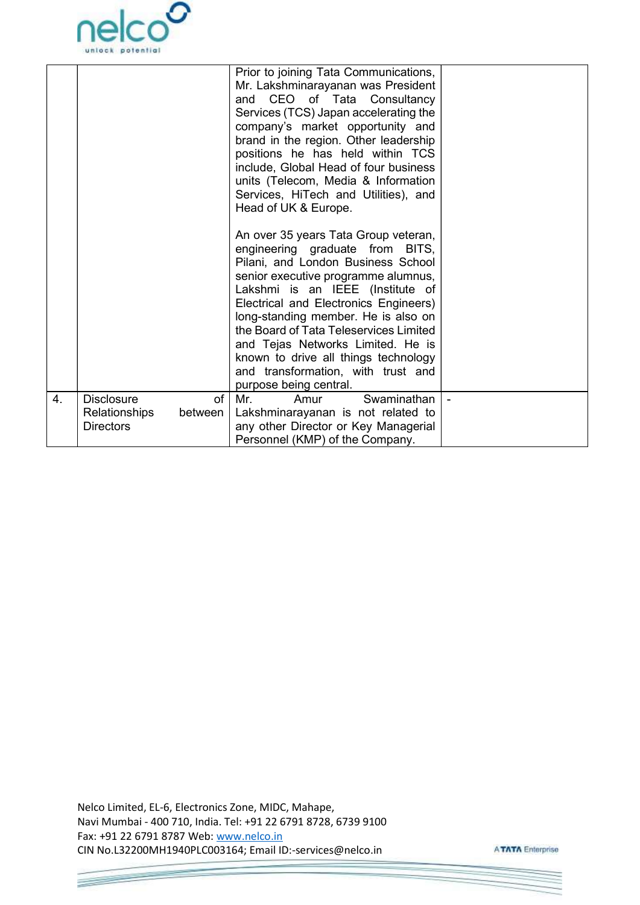| | | | |
|---|---|---|---|
| | | Prior to joining Tata Communications, Mr. Lakshminarayanan was President and CEO of Tata Consultancy Services (TCS) Japan accelerating the company's market opportunity and brand in the region. Other leadership positions he has held within TCS include, Global Head of four business units (Telecom, Media & Information Services, HiTech and Utilities), and Head of UK & Europe.<br><br>An over 35 years Tata Group veteran, engineering graduate from BITS, Pilani, and London Business School senior executive programme alumnus, Lakshmi is an IEEE (Institute of Electrical and Electronics Engineers) long-standing member. He is also on the Board of Tata Teleservices Limited and Tejas Networks Limited. He is known to drive all things technology and transformation, with trust and purpose being central. | |
| 4. | Disclosure of Relationships between Directors | Mr. Amur Swaminathan Lakshminarayanan is not related to any other Director or Key Managerial Personnel (KMP) of the Company. | - |